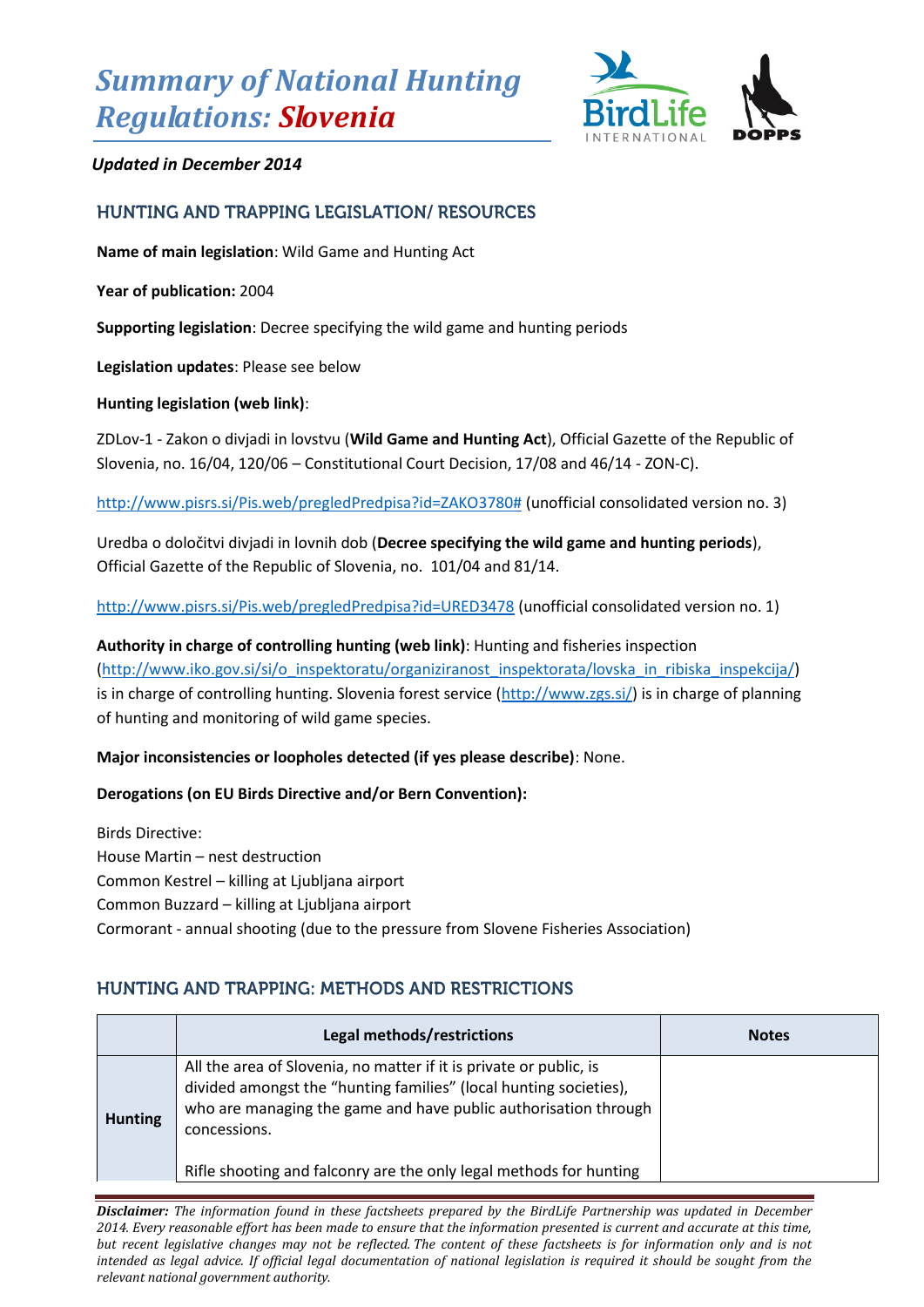# *Summary of National Hunting Regulations: Slovenia*

***Updated in December 2014***

## HUNTING AND TRAPPING LEGISLATION/ RESOURCES

**Name of main legislation**: Wild Game and Hunting Act

**Year of publication:** 2004

**Supporting legislation**: Decree specifying the wild game and hunting periods

**Legislation updates**: Please see below

**Hunting legislation (web link)**:

ZDLov-1 - Zakon o divjadi in lovstvu (**Wild Game and Hunting Act**), Official Gazette of the Republic of Slovenia, no. 16/04, 120/06 – Constitutional Court Decision, 17/08 and 46/14 - ZON-C).

http://www.pisrs.si/Pis.web/pregledPredpisa?id=ZAKO3780# (unofficial consolidated version no. 3)

Uredba o določitvi divjadi in lovnih dob (**Decree specifying the wild game and hunting periods**), Official Gazette of the Republic of Slovenia, no. 101/04 and 81/14.

http://www.pisrs.si/Pis.web/pregledPredpisa?id=URED3478 (unofficial consolidated version no. 1)

**Authority in charge of controlling hunting (web link)**: Hunting and fisheries inspection (http://www.iko.gov.si/si/o_inspektoratu/organiziranost_inspektorata/lovska_in_ribiska_inspekcija/) is in charge of controlling hunting. Slovenia forest service (http://www.zgs.si/) is in charge of planning of hunting and monitoring of wild game species.

**Major inconsistencies or loopholes detected (if yes please describe)**: None.

**Derogations (on EU Birds Directive and/or Bern Convention):**

Birds Directive:
House Martin – nest destruction
Common Kestrel – killing at Ljubljana airport
Common Buzzard – killing at Ljubljana airport
Cormorant - annual shooting (due to the pressure from Slovene Fisheries Association)

## HUNTING AND TRAPPING: METHODS AND RESTRICTIONS

| | Legal methods/restrictions | Notes |
|---|---|---|
| **Hunting** | All the area of Slovenia, no matter if it is private or public, is divided amongst the "hunting families" (local hunting societies), who are managing the game and have public authorisation through concessions.<br><br>Rifle shooting and falconry are the only legal methods for hunting | |

***Disclaimer:*** *The information found in these factsheets prepared by the BirdLife Partnership was updated in December 2014. Every reasonable effort has been made to ensure that the information presented is current and accurate at this time, but recent legislative changes may not be reflected. The content of these factsheets is for information only and is not intended as legal advice. If official legal documentation of national legislation is required it should be sought from the relevant national government authority.*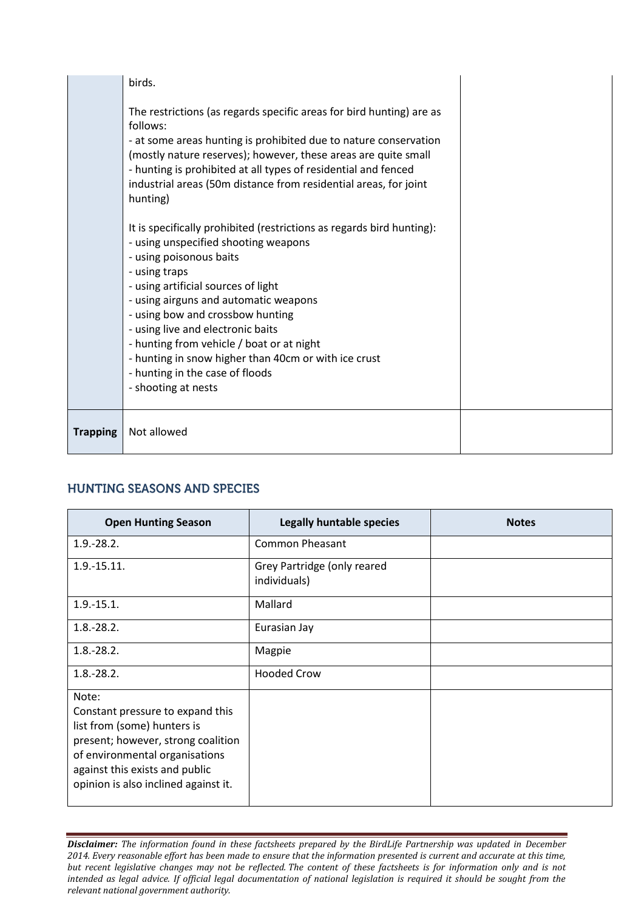| | | |
|---|---|---|
| | birds.<br><br>The restrictions (as regards specific areas for bird hunting) are as follows:<br>- at some areas hunting is prohibited due to nature conservation (mostly nature reserves); however, these areas are quite small<br>- hunting is prohibited at all types of residential and fenced industrial areas (50m distance from residential areas, for joint hunting)<br><br>It is specifically prohibited (restrictions as regards bird hunting):<br>- using unspecified shooting weapons<br>- using poisonous baits<br>- using traps<br>- using artificial sources of light<br>- using airguns and automatic weapons<br>- using bow and crossbow hunting<br>- using live and electronic baits<br>- hunting from vehicle / boat or at night<br>- hunting in snow higher than 40cm or with ice crust<br>- hunting in the case of floods<br>- shooting at nests | |
| **Trapping** | Not allowed | |

## HUNTING SEASONS AND SPECIES

| Open Hunting Season | Legally huntable species | Notes |
|---|---|---|
| 1.9.-28.2. | Common Pheasant | |
| 1.9.-15.11. | Grey Partridge (only reared individuals) | |
| 1.9.-15.1. | Mallard | |
| 1.8.-28.2. | Eurasian Jay | |
| 1.8.-28.2. | Magpie | |
| 1.8.-28.2. | Hooded Crow | |
| Note:<br>Constant pressure to expand this list from (some) hunters is present; however, strong coalition of environmental organisations against this exists and public opinion is also inclined against it. | | |

***Disclaimer:*** *The information found in these factsheets prepared by the BirdLife Partnership was updated in December 2014. Every reasonable effort has been made to ensure that the information presented is current and accurate at this time, but recent legislative changes may not be reflected. The content of these factsheets is for information only and is not intended as legal advice. If official legal documentation of national legislation is required it should be sought from the relevant national government authority.*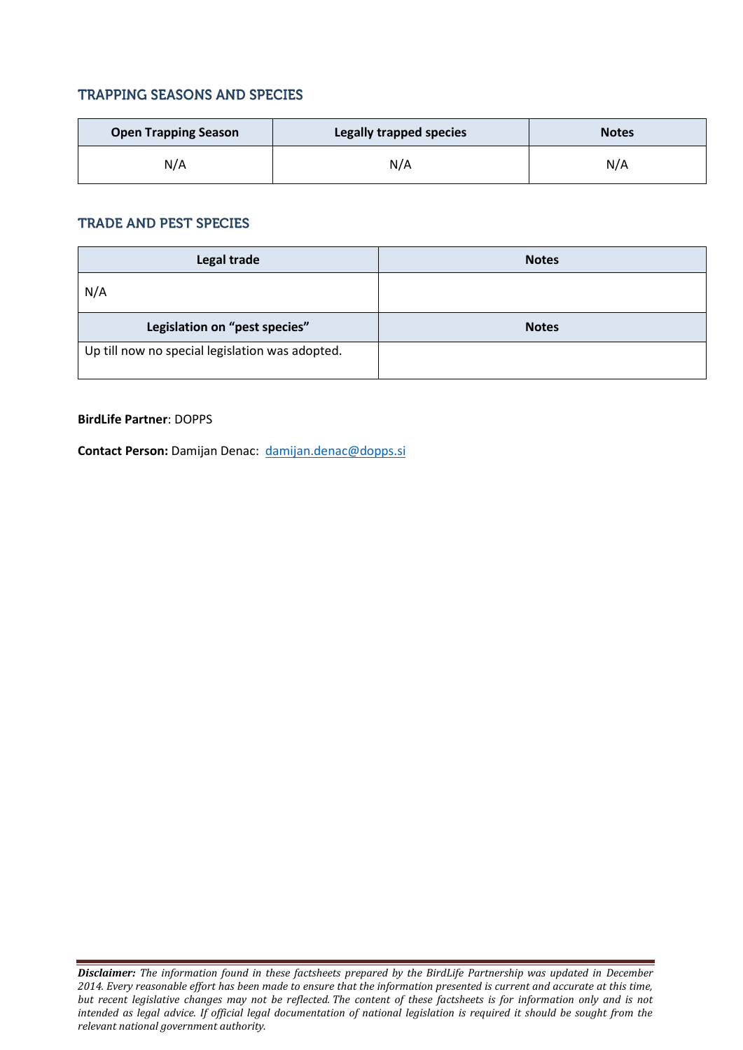## TRAPPING SEASONS AND SPECIES

| Open Trapping Season | Legally trapped species | Notes |
| --- | --- | --- |
| N/A | N/A | N/A |

## TRADE AND PEST SPECIES

| Legal trade | Notes |
| --- | --- |
| N/A | |
| **Legislation on “pest species”** | **Notes** |
| Up till now no special legislation was adopted. | |

**BirdLife Partner**: DOPPS

**Contact Person:** Damijan Denac: damijan.denac@dopps.si

***Disclaimer:*** *The information found in these factsheets prepared by the BirdLife Partnership was updated in December 2014. Every reasonable effort has been made to ensure that the information presented is current and accurate at this time, but recent legislative changes may not be reflected. The content of these factsheets is for information only and is not intended as legal advice. If official legal documentation of national legislation is required it should be sought from the relevant national government authority.*